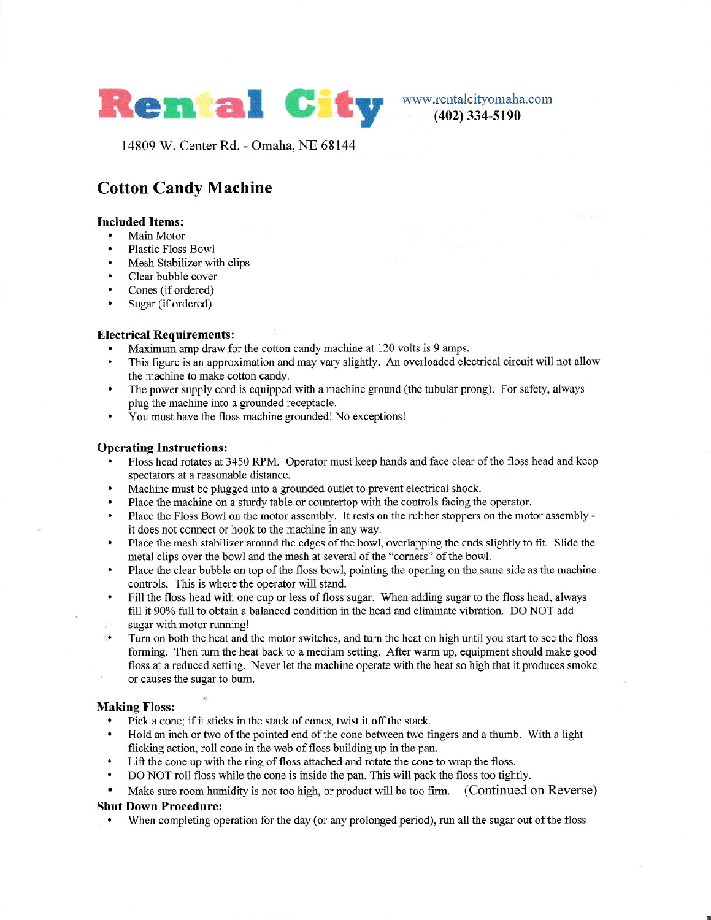# Rental City

www.rentalcityomaha.com
**(402) 334-5190**

14809 W. Center Rd. - Omaha, NE 68144

## Cotton Candy Machine

### Included Items:

- Main Motor
- Plastic Floss Bowl
- Mesh Stabilizer with clips
- Clear bubble cover
- Cones (if ordered)
- Sugar (if ordered)

### Electrical Requirements:

- Maximum amp draw for the cotton candy machine at 120 volts is 9 amps.
- This figure is an approximation and may vary slightly. An overloaded electrical circuit will not allow the machine to make cotton candy.
- The power supply cord is equipped with a machine ground (the tubular prong). For safety, always plug the machine into a grounded receptacle.
- You must have the floss machine grounded! No exceptions!

### Operating Instructions:

- Floss head rotates at 3450 RPM. Operator must keep hands and face clear of the floss head and keep spectators at a reasonable distance.
- Machine must be plugged into a grounded outlet to prevent electrical shock.
- Place the machine on a sturdy table or countertop with the controls facing the operator.
- Place the Floss Bowl on the motor assembly. It rests on the rubber stoppers on the motor assembly - it does not connect or hook to the machine in any way.
- Place the mesh stabilizer around the edges of the bowl, overlapping the ends slightly to fit. Slide the metal clips over the bowl and the mesh at several of the "corners" of the bowl.
- Place the clear bubble on top of the floss bowl, pointing the opening on the same side as the machine controls. This is where the operator will stand.
- Fill the floss head with one cup or less of floss sugar. When adding sugar to the floss head, always fill it 90% full to obtain a balanced condition in the head and eliminate vibration. DO NOT add sugar with motor running!
- Turn on both the heat and the motor switches, and turn the heat on high until you start to see the floss forming. Then turn the heat back to a medium setting. After warm up, equipment should make good floss at a reduced setting. Never let the machine operate with the heat so high that it produces smoke or causes the sugar to burn.

### Making Floss:

- Pick a cone; if it sticks in the stack of cones, twist it off the stack.
- Hold an inch or two of the pointed end of the cone between two fingers and a thumb. With a light flicking action, roll cone in the web of floss building up in the pan.
- Lift the cone up with the ring of floss attached and rotate the cone to wrap the floss.
- DO NOT roll floss while the cone is inside the pan. This will pack the floss too tightly.
- Make sure room humidity is not too high, or product will be too firm. (Continued on Reverse)

### Shut Down Procedure:

- When completing operation for the day (or any prolonged period), run all the sugar out of the floss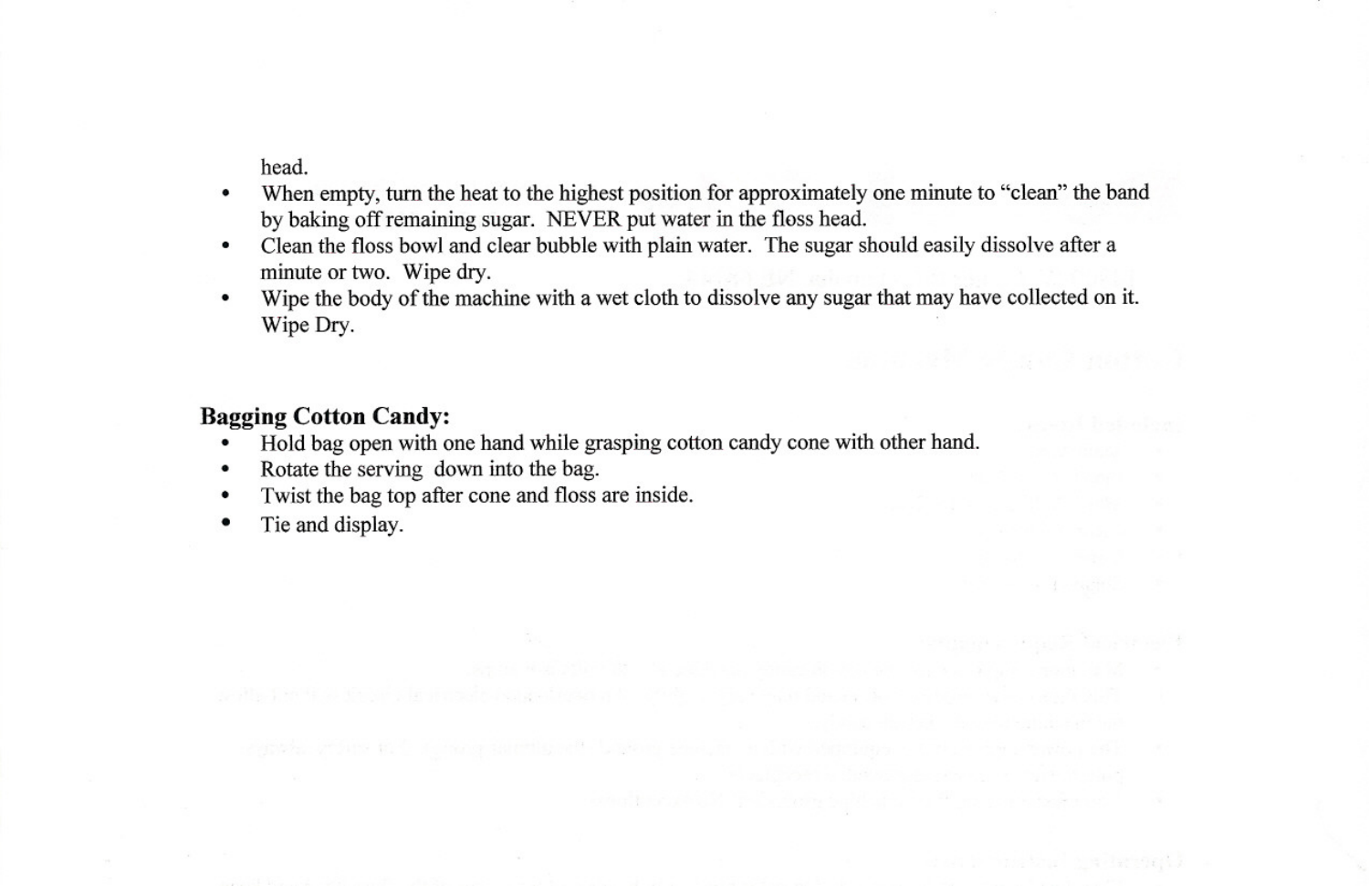head.

- When empty, turn the heat to the highest position for approximately one minute to "clean" the band by baking off remaining sugar. NEVER put water in the floss head.
- Clean the floss bowl and clear bubble with plain water. The sugar should easily dissolve after a minute or two. Wipe dry.
- Wipe the body of the machine with a wet cloth to dissolve any sugar that may have collected on it. Wipe Dry.

**Bagging Cotton Candy:**

- Hold bag open with one hand while grasping cotton candy cone with other hand.
- Rotate the serving down into the bag.
- Twist the bag top after cone and floss are inside.
- Tie and display.